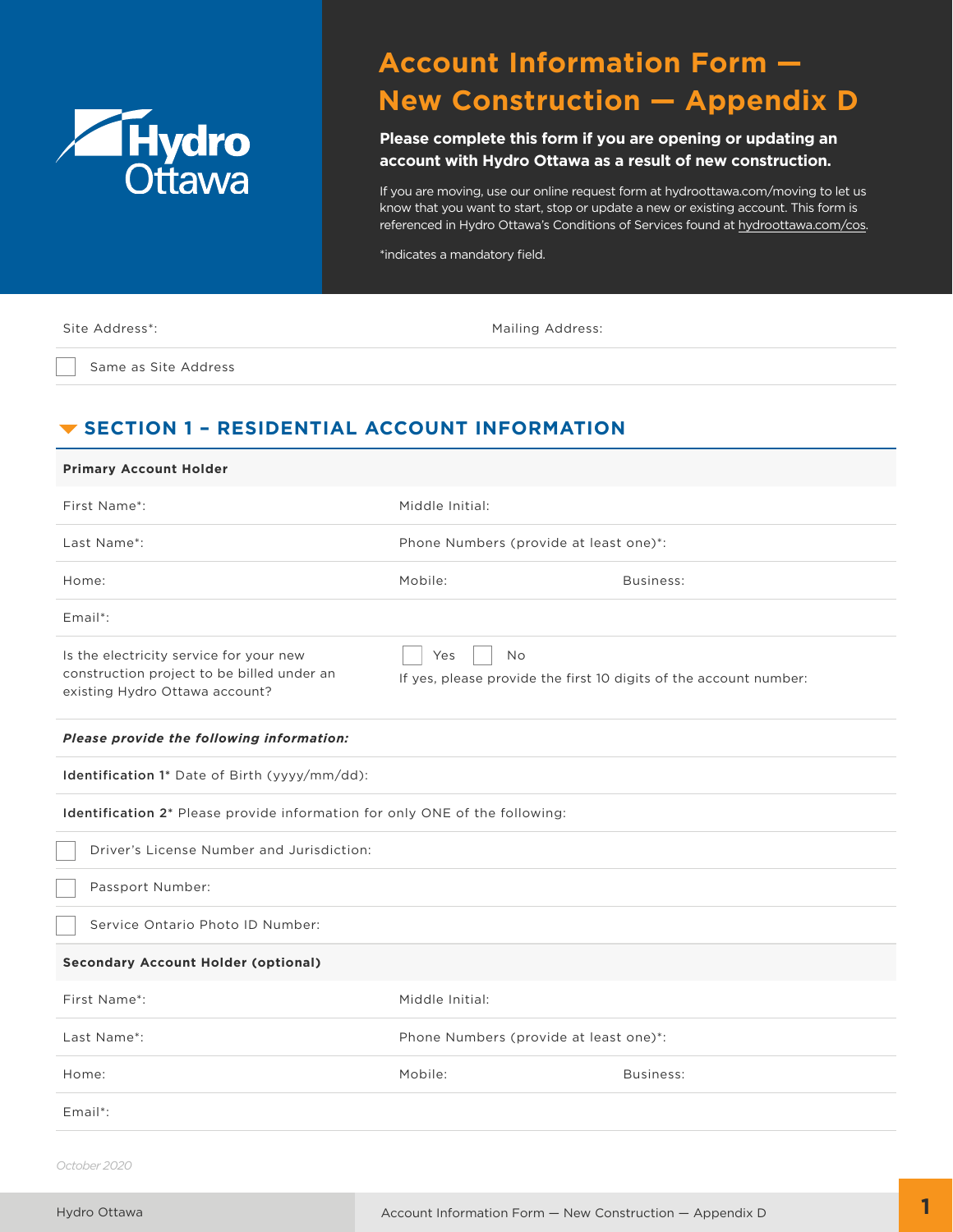# Account Information Form — New Construction — Appendix D

**Please complete this form if you are opening or updating an account with Hydro Ottawa as a result of new construction.**

If you are moving, use our online request form at hydroottawa.com/moving to let us know that you want to start, stop or update a new or existing account. This form is referenced in Hydro Ottawa's Conditions of Services found at hydroottawa.com/cos.

*indicates a mandatory field.

| Site Address*: | Mailing Address: |
|---|---|
| ☐ Same as Site Address | |

## SECTION 1 – RESIDENTIAL ACCOUNT INFORMATION

**Primary Account Holder**

| | | |
|---|---|---|
| First Name*: | Middle Initial: | |
| Last Name*: | Phone Numbers (provide at least one)*: | |
| Home: | Mobile: | Business: |
| Email*: | | |
| Is the electricity service for your new construction project to be billed under an existing Hydro Ottawa account? | ☐ Yes ☐ No<br>If yes, please provide the first 10 digits of the account number: | |

***Please provide the following information:***

**Identification 1*** Date of Birth (yyyy/mm/dd):

**Identification 2*** Please provide information for only ONE of the following:

☐ Driver's License Number and Jurisdiction:

☐ Passport Number:

☐ Service Ontario Photo ID Number:

**Secondary Account Holder (optional)**

| | | |
|---|---|---|
| First Name*: | Middle Initial: | |
| Last Name*: | Phone Numbers (provide at least one)*: | |
| Home: | Mobile: | Business: |
| Email*: | | |

*October 2020*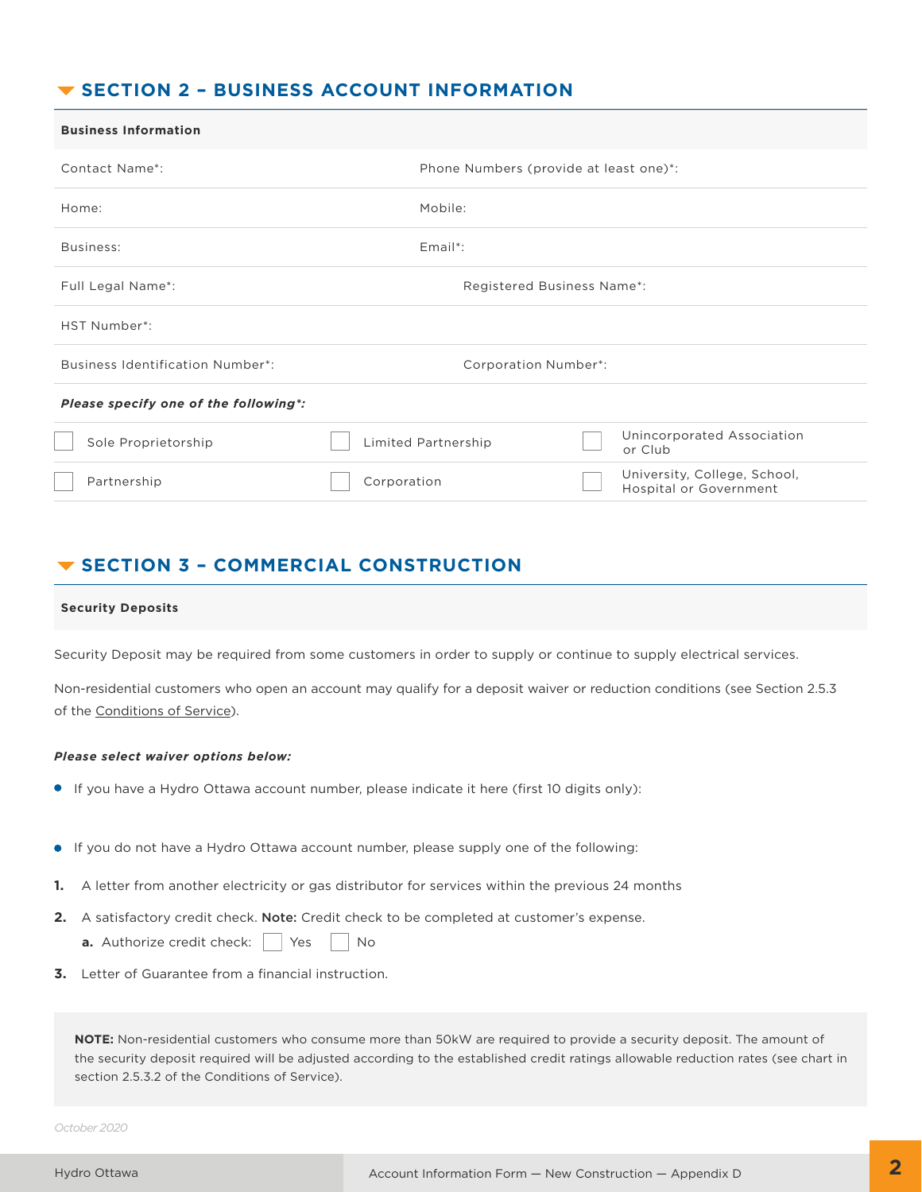## SECTION 2 – BUSINESS ACCOUNT INFORMATION

| Business Information | |
|---|---|
| Contact Name*: | Phone Numbers (provide at least one)*: |
| Home: | Mobile: |
| Business: | Email*: |
| Full Legal Name*: | Registered Business Name*: |
| HST Number*: | |
| Business Identification Number*: | Corporation Number*: |

***Please specify one of the following*:***

| | | |
|---|---|---|
| ☐ Sole Proprietorship | ☐ Limited Partnership | ☐ Unincorporated Association or Club |
| ☐ Partnership | ☐ Corporation | ☐ University, College, School, Hospital or Government |

## SECTION 3 – COMMERCIAL CONSTRUCTION

**Security Deposits**

Security Deposit may be required from some customers in order to supply or continue to supply electrical services.

Non-residential customers who open an account may qualify for a deposit waiver or reduction conditions (see Section 2.5.3 of the Conditions of Service).

***Please select waiver options below:***

- If you have a Hydro Ottawa account number, please indicate it here (first 10 digits only):
- If you do not have a Hydro Ottawa account number, please supply one of the following:

1. A letter from another electricity or gas distributor for services within the previous 24 months
2. A satisfactory credit check. **Note:** Credit check to be completed at customer's expense.
   a. Authorize credit check: ☐ Yes ☐ No
3. Letter of Guarantee from a financial instruction.

**NOTE:** Non-residential customers who consume more than 50kW are required to provide a security deposit. The amount of the security deposit required will be adjusted according to the established credit ratings allowable reduction rates (see chart in section 2.5.3.2 of the Conditions of Service).

*October 2020*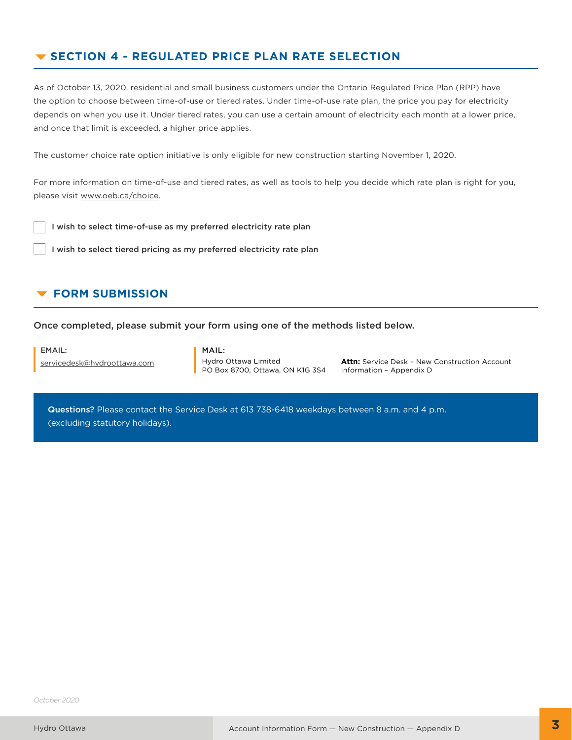## SECTION 4 - REGULATED PRICE PLAN RATE SELECTION

As of October 13, 2020, residential and small business customers under the Ontario Regulated Price Plan (RPP) have the option to choose between time-of-use or tiered rates. Under time-of-use rate plan, the price you pay for electricity depends on when you use it. Under tiered rates, you can use a certain amount of electricity each month at a lower price, and once that limit is exceeded, a higher price applies.

The customer choice rate option initiative is only eligible for new construction starting November 1, 2020.

For more information on time-of-use and tiered rates, as well as tools to help you decide which rate plan is right for you, please visit www.oeb.ca/choice.

☐ **I wish to select time-of-use as my preferred electricity rate plan**

☐ **I wish to select tiered pricing as my preferred electricity rate plan**

## FORM SUBMISSION

**Once completed, please submit your form using one of the methods listed below.**

**EMAIL:**
servicedesk@hydroottawa.com

**MAIL:**
Hydro Ottawa Limited
PO Box 8700, Ottawa, ON K1G 3S4

**Attn:** Service Desk – New Construction Account Information – Appendix D

**Questions?** Please contact the Service Desk at 613 738-6418 weekdays between 8 a.m. and 4 p.m. (excluding statutory holidays).

*October 2020*